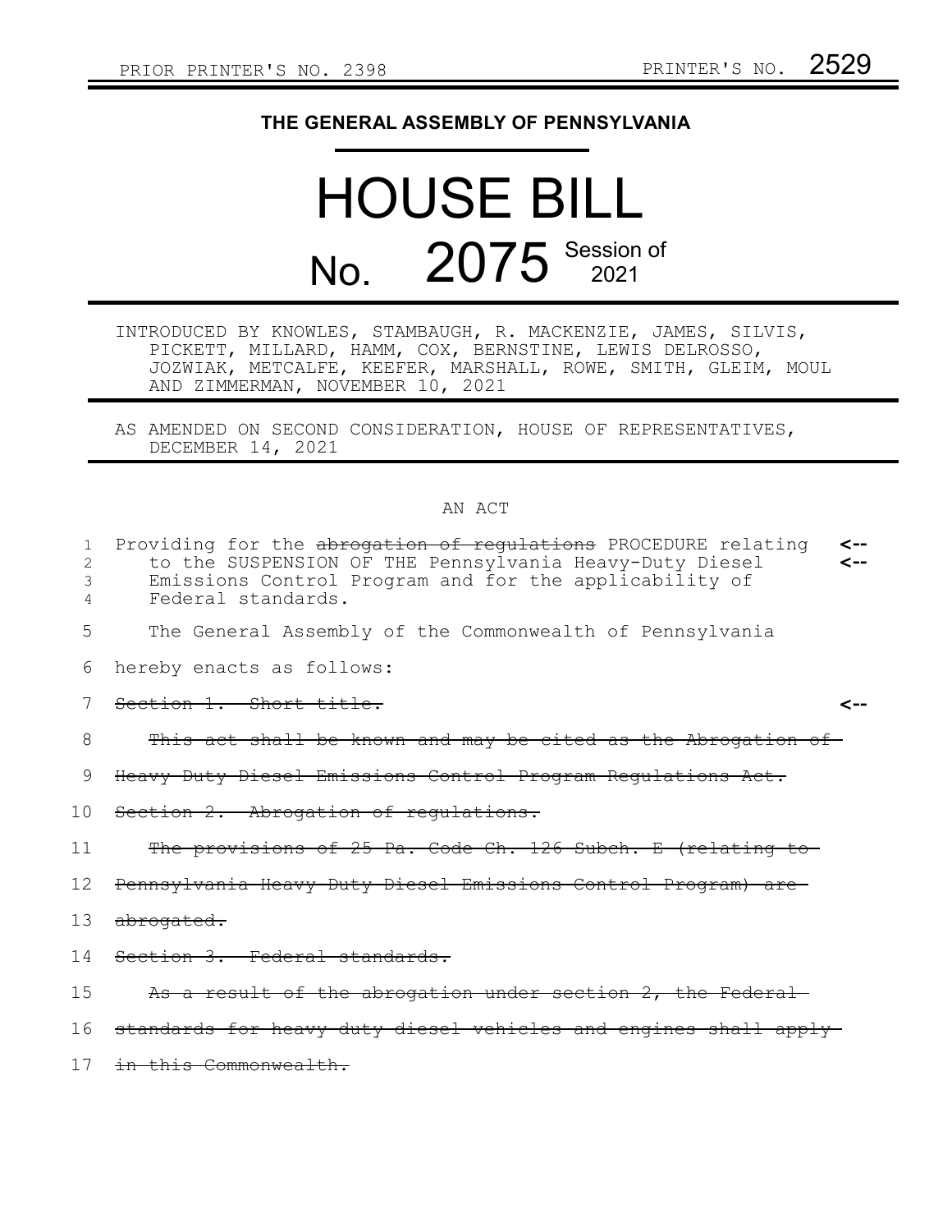PRIOR PRINTER'S NO. 2398 PRINTER'S NO. 2529

# THE GENERAL ASSEMBLY OF PENNSYLVANIA

# HOUSE BILL

## No. 2075 Session of 2021

INTRODUCED BY KNOWLES, STAMBAUGH, R. MACKENZIE, JAMES, SILVIS, PICKETT, MILLARD, HAMM, COX, BERNSTINE, LEWIS DELROSSO, JOZWIAK, METCALFE, KEEFER, MARSHALL, ROWE, SMITH, GLEIM, MOUL AND ZIMMERMAN, NOVEMBER 10, 2021

AS AMENDED ON SECOND CONSIDERATION, HOUSE OF REPRESENTATIVES, DECEMBER 14, 2021

AN ACT

Providing for the ~~abrogation of regulations~~ PROCEDURE relating to the SUSPENSION OF THE Pennsylvania Heavy-Duty Diesel Emissions Control Program and for the applicability of Federal standards.

The General Assembly of the Commonwealth of Pennsylvania hereby enacts as follows:

~~Section 1. Short title.~~

~~This act shall be known and may be cited as the Abrogation of Heavy-Duty Diesel Emissions Control Program Regulations Act.~~

~~Section 2. Abrogation of regulations.~~

~~The provisions of 25 Pa. Code Ch. 126 Subch. E (relating to Pennsylvania Heavy-Duty Diesel Emissions Control Program) are abrogated.~~

~~Section 3. Federal standards.~~

~~As a result of the abrogation under section 2, the Federal standards for heavy-duty diesel vehicles and engines shall apply in this Commonwealth.~~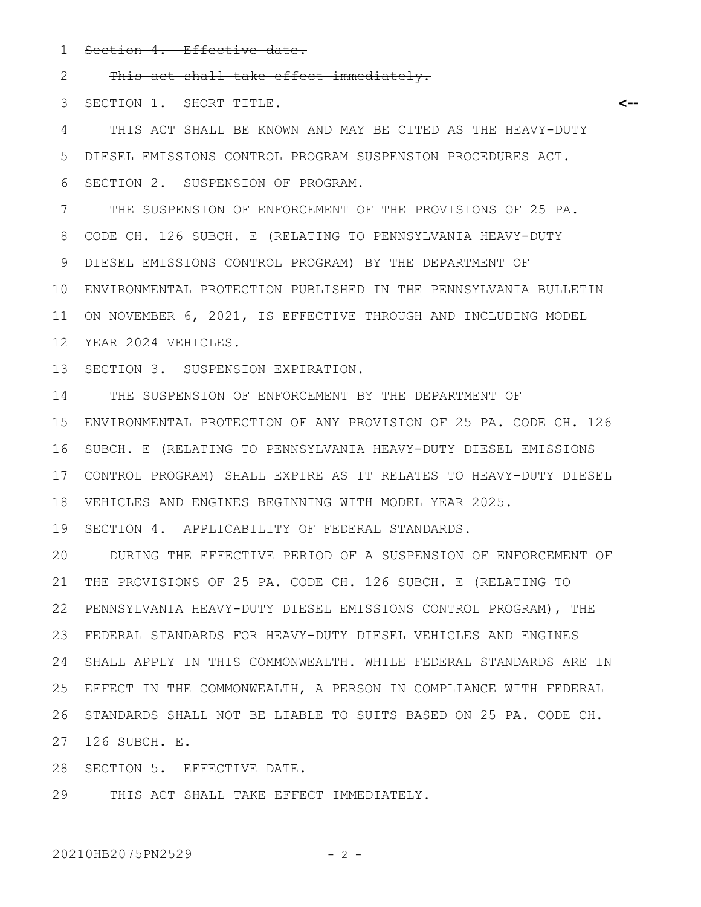~~Section 4. Effective date.~~

~~This act shall take effect immediately.~~

SECTION 1. SHORT TITLE. <--

THIS ACT SHALL BE KNOWN AND MAY BE CITED AS THE HEAVY-DUTY DIESEL EMISSIONS CONTROL PROGRAM SUSPENSION PROCEDURES ACT.

SECTION 2. SUSPENSION OF PROGRAM.

THE SUSPENSION OF ENFORCEMENT OF THE PROVISIONS OF 25 PA. CODE CH. 126 SUBCH. E (RELATING TO PENNSYLVANIA HEAVY-DUTY DIESEL EMISSIONS CONTROL PROGRAM) BY THE DEPARTMENT OF ENVIRONMENTAL PROTECTION PUBLISHED IN THE PENNSYLVANIA BULLETIN ON NOVEMBER 6, 2021, IS EFFECTIVE THROUGH AND INCLUDING MODEL YEAR 2024 VEHICLES.

SECTION 3. SUSPENSION EXPIRATION.

THE SUSPENSION OF ENFORCEMENT BY THE DEPARTMENT OF ENVIRONMENTAL PROTECTION OF ANY PROVISION OF 25 PA. CODE CH. 126 SUBCH. E (RELATING TO PENNSYLVANIA HEAVY-DUTY DIESEL EMISSIONS CONTROL PROGRAM) SHALL EXPIRE AS IT RELATES TO HEAVY-DUTY DIESEL VEHICLES AND ENGINES BEGINNING WITH MODEL YEAR 2025.

SECTION 4. APPLICABILITY OF FEDERAL STANDARDS.

DURING THE EFFECTIVE PERIOD OF A SUSPENSION OF ENFORCEMENT OF THE PROVISIONS OF 25 PA. CODE CH. 126 SUBCH. E (RELATING TO PENNSYLVANIA HEAVY-DUTY DIESEL EMISSIONS CONTROL PROGRAM), THE FEDERAL STANDARDS FOR HEAVY-DUTY DIESEL VEHICLES AND ENGINES SHALL APPLY IN THIS COMMONWEALTH. WHILE FEDERAL STANDARDS ARE IN EFFECT IN THE COMMONWEALTH, A PERSON IN COMPLIANCE WITH FEDERAL STANDARDS SHALL NOT BE LIABLE TO SUITS BASED ON 25 PA. CODE CH. 126 SUBCH. E.

SECTION 5. EFFECTIVE DATE.

THIS ACT SHALL TAKE EFFECT IMMEDIATELY.

20210HB2075PN2529